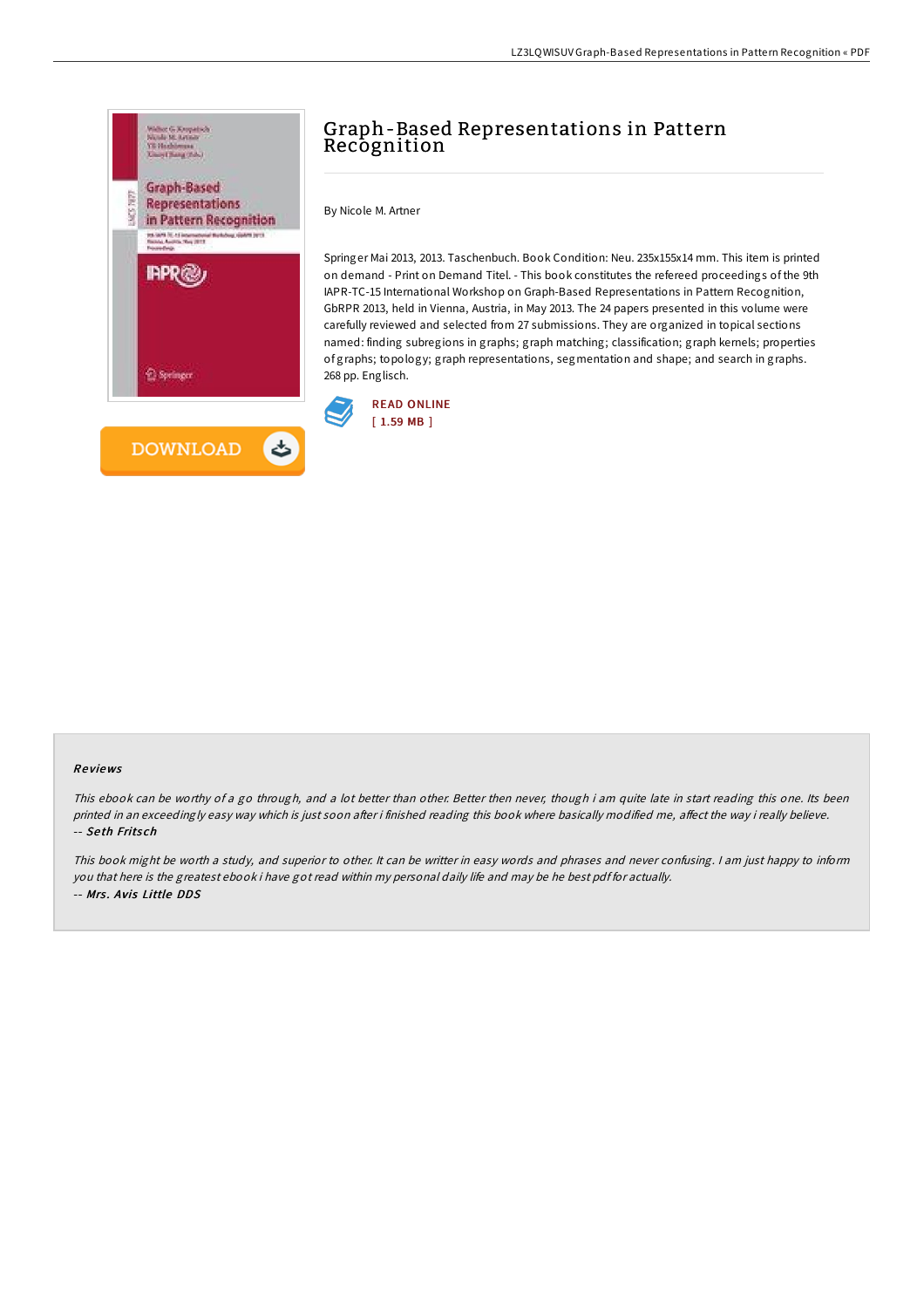# Graph-Based Representations in Pattern Recognition

By Nicole M. Artner

Springer Mai 2013, 2013. Taschenbuch. Book Condition: Neu. 235x155x14 mm. This item is printed on demand - Print on Demand Titel. - This book constitutes the refereed proceedings of the 9th IAPR-TC-15 International Workshop on Graph-Based Representations in Pattern Recognition, GbRPR 2013, held in Vienna, Austria, in May 2013. The 24 papers presented in this volume were carefully reviewed and selected from 27 submissions. They are organized in topical sections named: finding subregions in graphs; graph matching; classification; graph kernels; properties of graphs; topology; graph representations, segmentation and shape; and search in graphs. 268 pp. Englisch.

READ ONLINE
[ 1.59 MB ]

DOWNLOAD

### Reviews

*This ebook can be worthy of a go through, and a lot better than other. Better then never, though i am quite late in start reading this one. Its been printed in an exceedingly easy way which is just soon after i finished reading this book where basically modified me, affect the way i really believe.*
*-- Seth Fritsch*

*This book might be worth a study, and superior to other. It can be writter in easy words and phrases and never confusing. I am just happy to inform you that here is the greatest ebook i have got read within my personal daily life and may be he best pdf for actually.*
*-- Mrs. Avis Little DDS*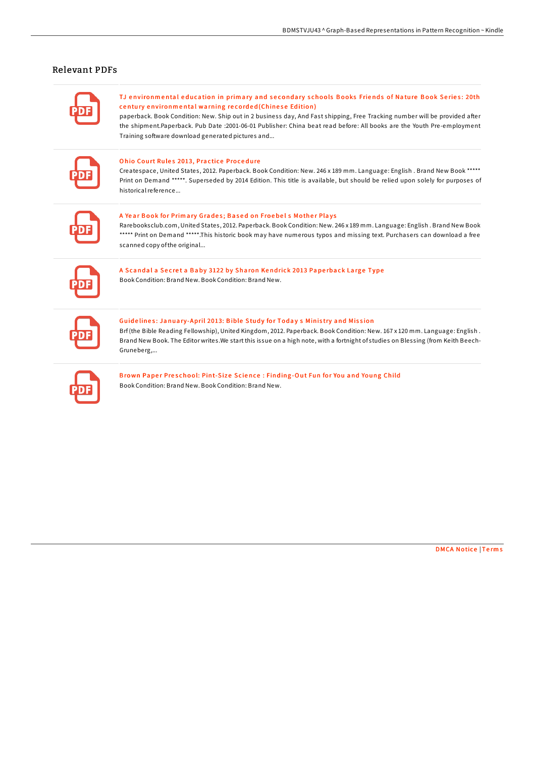## Relevant PDFs

**TJ environmental education in primary and secondary schools Books Friends of Nature Book Series: 20th century environmental warning recorded(Chinese Edition)**

paperback. Book Condition: New. Ship out in 2 business day, And Fast shipping, Free Tracking number will be provided after the shipment.Paperback. Pub Date :2001-06-01 Publisher: China beat read before: All books are the Youth Pre-employment Training software download generated pictures and...

**Ohio Court Rules 2013, Practice Procedure**

Createspace, United States, 2012. Paperback. Book Condition: New. 246 x 189 mm. Language: English . Brand New Book ***** Print on Demand *****. Superseded by 2014 Edition. This title is available, but should be relied upon solely for purposes of historical reference...

**A Year Book for Primary Grades; Based on Froebel s Mother Plays**

Rarebooksclub.com, United States, 2012. Paperback. Book Condition: New. 246 x 189 mm. Language: English . Brand New Book ***** Print on Demand *****.This historic book may have numerous typos and missing text. Purchasers can download a free scanned copy of the original...

**A Scandal a Secret a Baby 3122 by Sharon Kendrick 2013 Paperback Large Type**

Book Condition: Brand New. Book Condition: Brand New.

**Guidelines: January-April 2013: Bible Study for Today s Ministry and Mission**

Brf (the Bible Reading Fellowship), United Kingdom, 2012. Paperback. Book Condition: New. 167 x 120 mm. Language: English . Brand New Book. The Editor writes.We start this issue on a high note, with a fortnight of studies on Blessing (from Keith Beech-Gruneberg,...

**Brown Paper Preschool: Pint-Size Science : Finding-Out Fun for You and Young Child**

Book Condition: Brand New. Book Condition: Brand New.